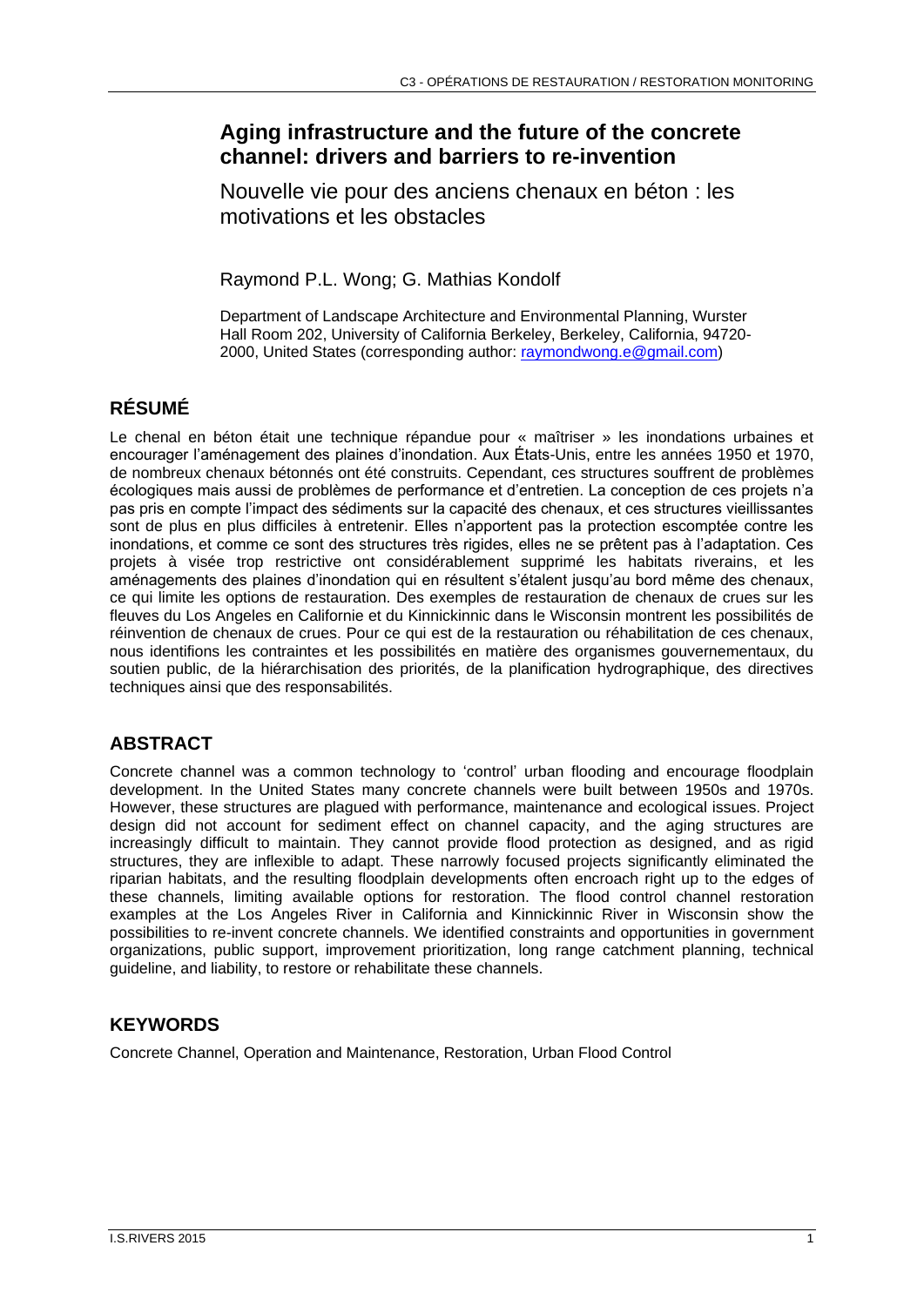# Aging infrastructure and the future of the concrete channel: drivers and barriers to re-invention

## Nouvelle vie pour des anciens chenaux en béton : les motivations et les obstacles

Raymond P.L. Wong; G. Mathias Kondolf

Department of Landscape Architecture and Environmental Planning, Wurster Hall Room 202, University of California Berkeley, Berkeley, California, 94720-2000, United States (corresponding author: raymondwong.e@gmail.com)

## RÉSUMÉ

Le chenal en béton était une technique répandue pour « maîtriser » les inondations urbaines et encourager l'aménagement des plaines d'inondation. Aux États-Unis, entre les années 1950 et 1970, de nombreux chenaux bétonnés ont été construits. Cependant, ces structures souffrent de problèmes écologiques mais aussi de problèmes de performance et d'entretien. La conception de ces projets n'a pas pris en compte l'impact des sédiments sur la capacité des chenaux, et ces structures vieillissantes sont de plus en plus difficiles à entretenir. Elles n'apportent pas la protection escomptée contre les inondations, et comme ce sont des structures très rigides, elles ne se prêtent pas à l'adaptation. Ces projets à visée trop restrictive ont considérablement supprimé les habitats riverains, et les aménagements des plaines d'inondation qui en résultent s'étalent jusqu'au bord même des chenaux, ce qui limite les options de restauration. Des exemples de restauration de chenaux de crues sur les fleuves du Los Angeles en Californie et du Kinnickinnic dans le Wisconsin montrent les possibilités de réinvention de chenaux de crues. Pour ce qui est de la restauration ou réhabilitation de ces chenaux, nous identifions les contraintes et les possibilités en matière des organismes gouvernementaux, du soutien public, de la hiérarchisation des priorités, de la planification hydrographique, des directives techniques ainsi que des responsabilités.

## ABSTRACT

Concrete channel was a common technology to 'control' urban flooding and encourage floodplain development. In the United States many concrete channels were built between 1950s and 1970s. However, these structures are plagued with performance, maintenance and ecological issues. Project design did not account for sediment effect on channel capacity, and the aging structures are increasingly difficult to maintain. They cannot provide flood protection as designed, and as rigid structures, they are inflexible to adapt. These narrowly focused projects significantly eliminated the riparian habitats, and the resulting floodplain developments often encroach right up to the edges of these channels, limiting available options for restoration. The flood control channel restoration examples at the Los Angeles River in California and Kinnickinnic River in Wisconsin show the possibilities to re-invent concrete channels. We identified constraints and opportunities in government organizations, public support, improvement prioritization, long range catchment planning, technical guideline, and liability, to restore or rehabilitate these channels.

## KEYWORDS

Concrete Channel, Operation and Maintenance, Restoration, Urban Flood Control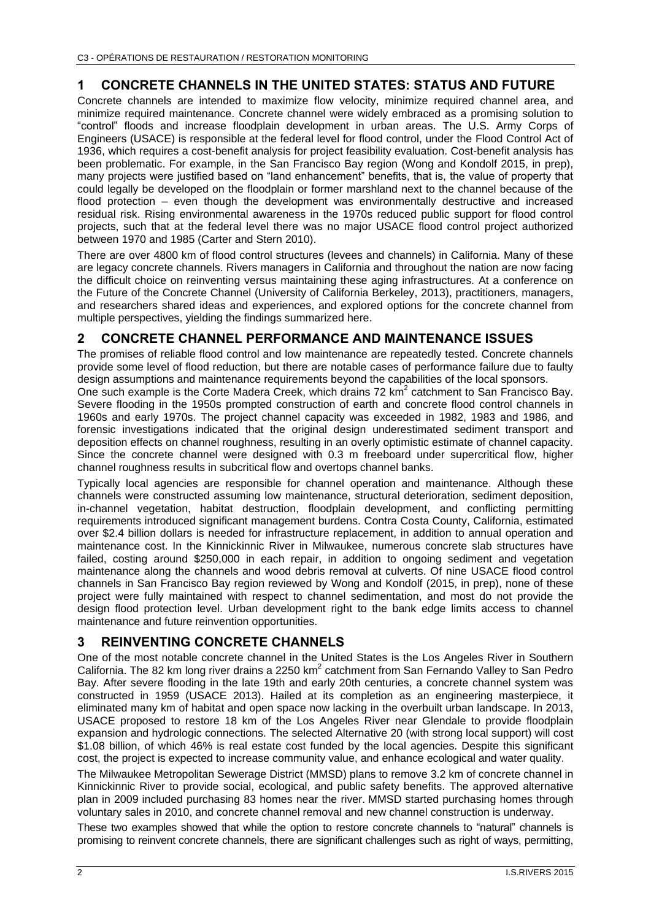## 1 CONCRETE CHANNELS IN THE UNITED STATES: STATUS AND FUTURE

Concrete channels are intended to maximize flow velocity, minimize required channel area, and minimize required maintenance. Concrete channel were widely embraced as a promising solution to "control" floods and increase floodplain development in urban areas. The U.S. Army Corps of Engineers (USACE) is responsible at the federal level for flood control, under the Flood Control Act of 1936, which requires a cost-benefit analysis for project feasibility evaluation. Cost-benefit analysis has been problematic. For example, in the San Francisco Bay region (Wong and Kondolf 2015, in prep), many projects were justified based on "land enhancement" benefits, that is, the value of property that could legally be developed on the floodplain or former marshland next to the channel because of the flood protection – even though the development was environmentally destructive and increased residual risk. Rising environmental awareness in the 1970s reduced public support for flood control projects, such that at the federal level there was no major USACE flood control project authorized between 1970 and 1985 (Carter and Stern 2010).

There are over 4800 km of flood control structures (levees and channels) in California. Many of these are legacy concrete channels. Rivers managers in California and throughout the nation are now facing the difficult choice on reinventing versus maintaining these aging infrastructures. At a conference on the Future of the Concrete Channel (University of California Berkeley, 2013), practitioners, managers, and researchers shared ideas and experiences, and explored options for the concrete channel from multiple perspectives, yielding the findings summarized here.

## 2 CONCRETE CHANNEL PERFORMANCE AND MAINTENANCE ISSUES

The promises of reliable flood control and low maintenance are repeatedly tested. Concrete channels provide some level of flood reduction, but there are notable cases of performance failure due to faulty design assumptions and maintenance requirements beyond the capabilities of the local sponsors.

One such example is the Corte Madera Creek, which drains 72 km$^2$ catchment to San Francisco Bay. Severe flooding in the 1950s prompted construction of earth and concrete flood control channels in 1960s and early 1970s. The project channel capacity was exceeded in 1982, 1983 and 1986, and forensic investigations indicated that the original design underestimated sediment transport and deposition effects on channel roughness, resulting in an overly optimistic estimate of channel capacity. Since the concrete channel were designed with 0.3 m freeboard under supercritical flow, higher channel roughness results in subcritical flow and overtops channel banks.

Typically local agencies are responsible for channel operation and maintenance. Although these channels were constructed assuming low maintenance, structural deterioration, sediment deposition, in-channel vegetation, habitat destruction, floodplain development, and conflicting permitting requirements introduced significant management burdens. Contra Costa County, California, estimated over $2.4 billion dollars is needed for infrastructure replacement, in addition to annual operation and maintenance cost. In the Kinnickinnic River in Milwaukee, numerous concrete slab structures have failed, costing around $250,000 in each repair, in addition to ongoing sediment and vegetation maintenance along the channels and wood debris removal at culverts. Of nine USACE flood control channels in San Francisco Bay region reviewed by Wong and Kondolf (2015, in prep), none of these project were fully maintained with respect to channel sedimentation, and most do not provide the design flood protection level. Urban development right to the bank edge limits access to channel maintenance and future reinvention opportunities.

## 3 REINVENTING CONCRETE CHANNELS

One of the most notable concrete channel in the United States is the Los Angeles River in Southern California. The 82 km long river drains a 2250 km$^2$ catchment from San Fernando Valley to San Pedro Bay. After severe flooding in the late 19th and early 20th centuries, a concrete channel system was constructed in 1959 (USACE 2013). Hailed at its completion as an engineering masterpiece, it eliminated many km of habitat and open space now lacking in the overbuilt urban landscape. In 2013, USACE proposed to restore 18 km of the Los Angeles River near Glendale to provide floodplain expansion and hydrologic connections. The selected Alternative 20 (with strong local support) will cost $1.08 billion, of which 46% is real estate cost funded by the local agencies. Despite this significant cost, the project is expected to increase community value, and enhance ecological and water quality.

The Milwaukee Metropolitan Sewerage District (MMSD) plans to remove 3.2 km of concrete channel in Kinnickinnic River to provide social, ecological, and public safety benefits. The approved alternative plan in 2009 included purchasing 83 homes near the river. MMSD started purchasing homes through voluntary sales in 2010, and concrete channel removal and new channel construction is underway.

These two examples showed that while the option to restore concrete channels to "natural" channels is promising to reinvent concrete channels, there are significant challenges such as right of ways, permitting,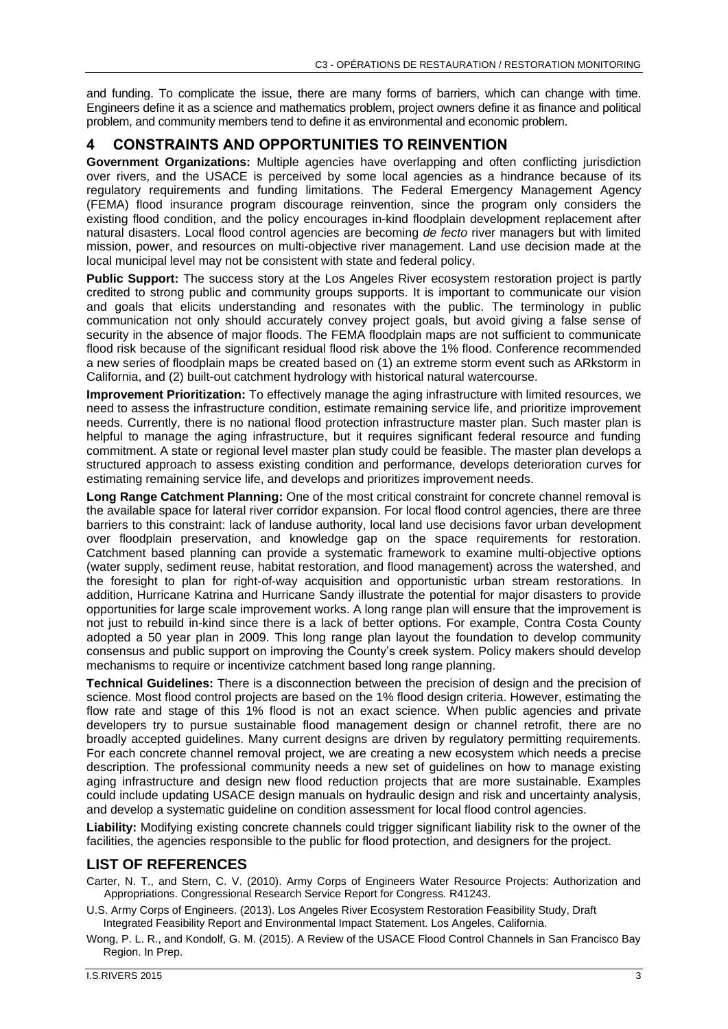and funding. To complicate the issue, there are many forms of barriers, which can change with time. Engineers define it as a science and mathematics problem, project owners define it as finance and political problem, and community members tend to define it as environmental and economic problem.

## 4 CONSTRAINTS AND OPPORTUNITIES TO REINVENTION

**Government Organizations:** Multiple agencies have overlapping and often conflicting jurisdiction over rivers, and the USACE is perceived by some local agencies as a hindrance because of its regulatory requirements and funding limitations. The Federal Emergency Management Agency (FEMA) flood insurance program discourage reinvention, since the program only considers the existing flood condition, and the policy encourages in-kind floodplain development replacement after natural disasters. Local flood control agencies are becoming *de fecto* river managers but with limited mission, power, and resources on multi-objective river management. Land use decision made at the local municipal level may not be consistent with state and federal policy.

**Public Support:** The success story at the Los Angeles River ecosystem restoration project is partly credited to strong public and community groups supports. It is important to communicate our vision and goals that elicits understanding and resonates with the public. The terminology in public communication not only should accurately convey project goals, but avoid giving a false sense of security in the absence of major floods. The FEMA floodplain maps are not sufficient to communicate flood risk because of the significant residual flood risk above the 1% flood. Conference recommended a new series of floodplain maps be created based on (1) an extreme storm event such as ARkstorm in California, and (2) built-out catchment hydrology with historical natural watercourse.

**Improvement Prioritization:** To effectively manage the aging infrastructure with limited resources, we need to assess the infrastructure condition, estimate remaining service life, and prioritize improvement needs. Currently, there is no national flood protection infrastructure master plan. Such master plan is helpful to manage the aging infrastructure, but it requires significant federal resource and funding commitment. A state or regional level master plan study could be feasible. The master plan develops a structured approach to assess existing condition and performance, develops deterioration curves for estimating remaining service life, and develops and prioritizes improvement needs.

**Long Range Catchment Planning:** One of the most critical constraint for concrete channel removal is the available space for lateral river corridor expansion. For local flood control agencies, there are three barriers to this constraint: lack of landuse authority, local land use decisions favor urban development over floodplain preservation, and knowledge gap on the space requirements for restoration. Catchment based planning can provide a systematic framework to examine multi-objective options (water supply, sediment reuse, habitat restoration, and flood management) across the watershed, and the foresight to plan for right-of-way acquisition and opportunistic urban stream restorations. In addition, Hurricane Katrina and Hurricane Sandy illustrate the potential for major disasters to provide opportunities for large scale improvement works. A long range plan will ensure that the improvement is not just to rebuild in-kind since there is a lack of better options. For example, Contra Costa County adopted a 50 year plan in 2009. This long range plan layout the foundation to develop community consensus and public support on improving the County's creek system. Policy makers should develop mechanisms to require or incentivize catchment based long range planning.

**Technical Guidelines:** There is a disconnection between the precision of design and the precision of science. Most flood control projects are based on the 1% flood design criteria. However, estimating the flow rate and stage of this 1% flood is not an exact science. When public agencies and private developers try to pursue sustainable flood management design or channel retrofit, there are no broadly accepted guidelines. Many current designs are driven by regulatory permitting requirements. For each concrete channel removal project, we are creating a new ecosystem which needs a precise description. The professional community needs a new set of guidelines on how to manage existing aging infrastructure and design new flood reduction projects that are more sustainable. Examples could include updating USACE design manuals on hydraulic design and risk and uncertainty analysis, and develop a systematic guideline on condition assessment for local flood control agencies.

**Liability:** Modifying existing concrete channels could trigger significant liability risk to the owner of the facilities, the agencies responsible to the public for flood protection, and designers for the project.

## LIST OF REFERENCES

Carter, N. T., and Stern, C. V. (2010). Army Corps of Engineers Water Resource Projects: Authorization and Appropriations. Congressional Research Service Report for Congress. R41243.

U.S. Army Corps of Engineers. (2013). Los Angeles River Ecosystem Restoration Feasibility Study, Draft Integrated Feasibility Report and Environmental Impact Statement. Los Angeles, California.

Wong, P. L. R., and Kondolf, G. M. (2015). A Review of the USACE Flood Control Channels in San Francisco Bay Region. In Prep.